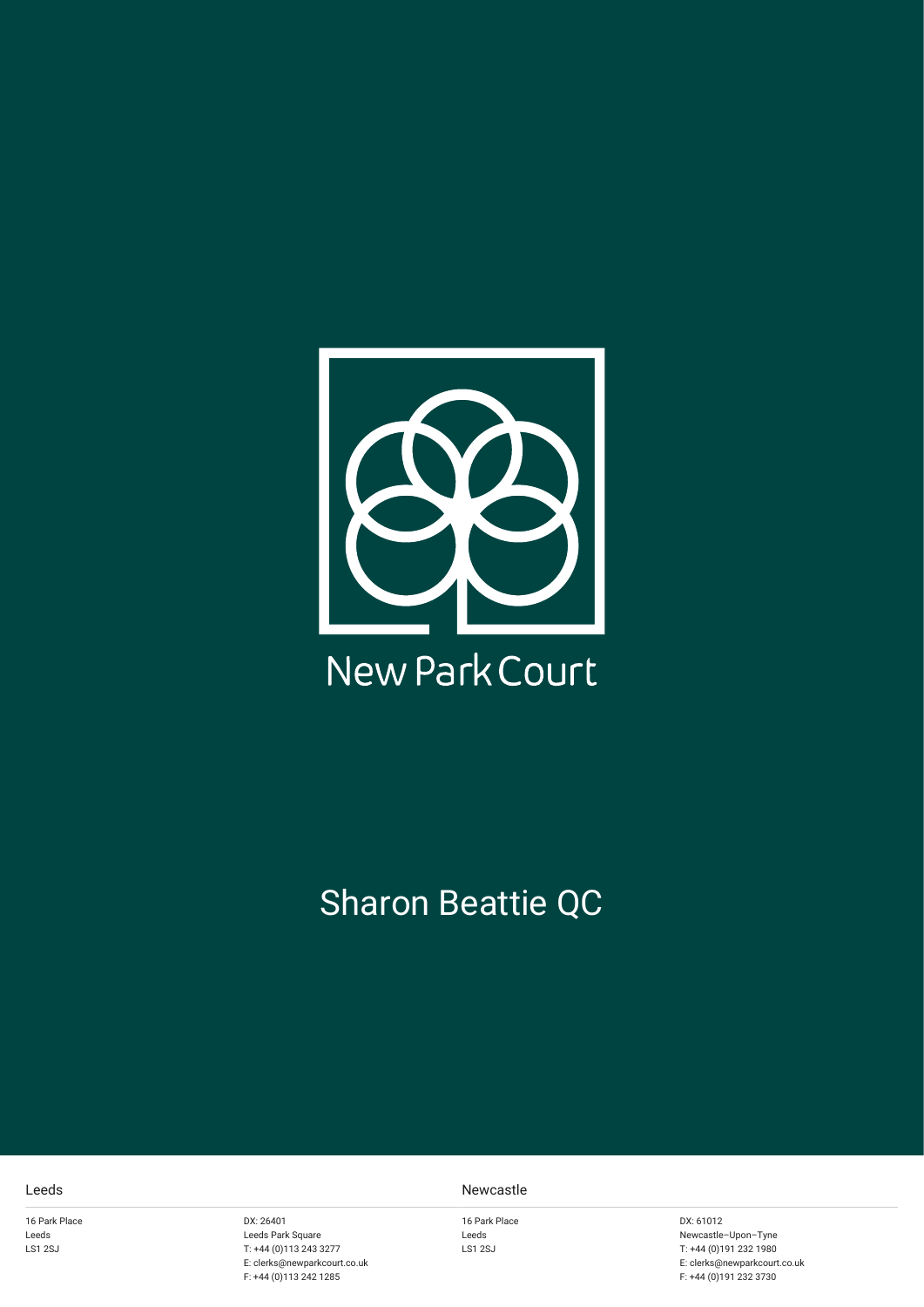New Park Court

# Sharon Beattie QC

Leeds

16 Park Place
Leeds
LS1 2SJ

DX: 26401
Leeds Park Square
T: +44 (0)113 243 3277
E: clerks@newparkcourt.co.uk
F: +44 (0)113 242 1285

Newcastle

16 Park Place
Leeds
LS1 2SJ

DX: 61012
Newcastle–Upon–Tyne
T: +44 (0)191 232 1980
E: clerks@newparkcourt.co.uk
F: +44 (0)191 232 3730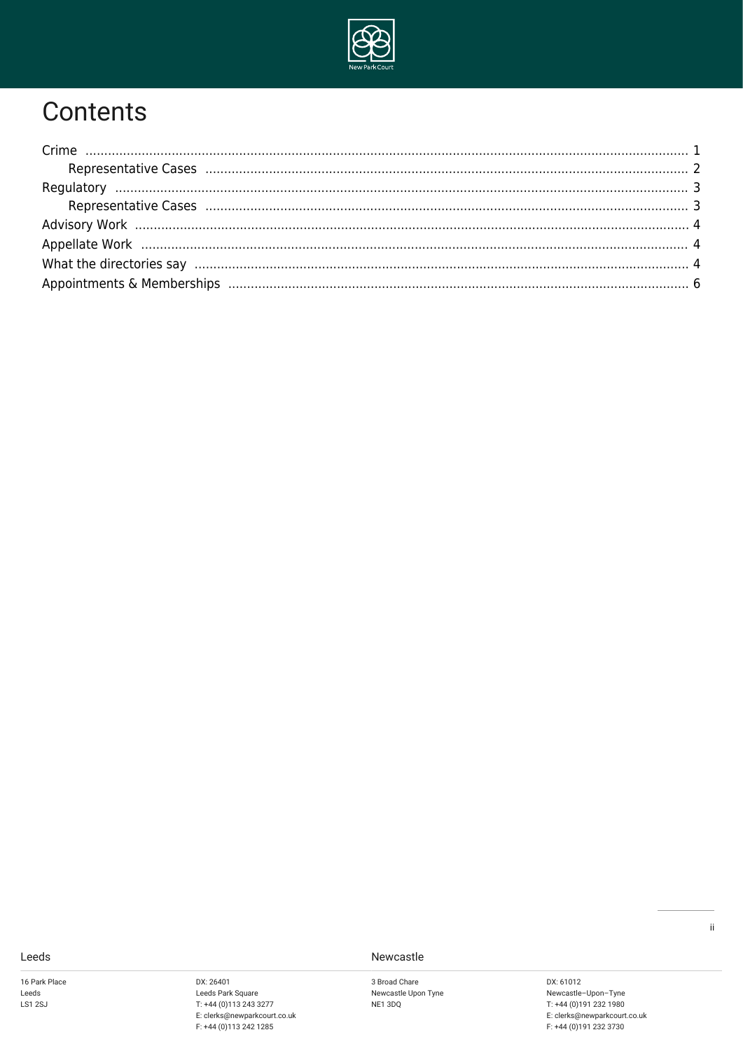# Contents

- Crime ........ 1
  - Representative Cases ........ 2
- Regulatory ........ 3
  - Representative Cases ........ 3
- Advisory Work ........ 4
- Appellate Work ........ 4
- What the directories say ........ 4
- Appointments & Memberships ........ 6

Leeds

16 Park Place
Leeds
LS1 2SJ

DX: 26401
Leeds Park Square
T: +44 (0)113 243 3277
E: clerks@newparkcourt.co.uk
F: +44 (0)113 242 1285

Newcastle

3 Broad Chare
Newcastle Upon Tyne
NE1 3DQ

DX: 61012
Newcastle–Upon–Tyne
T: +44 (0)191 232 1980
E: clerks@newparkcourt.co.uk
F: +44 (0)191 232 3730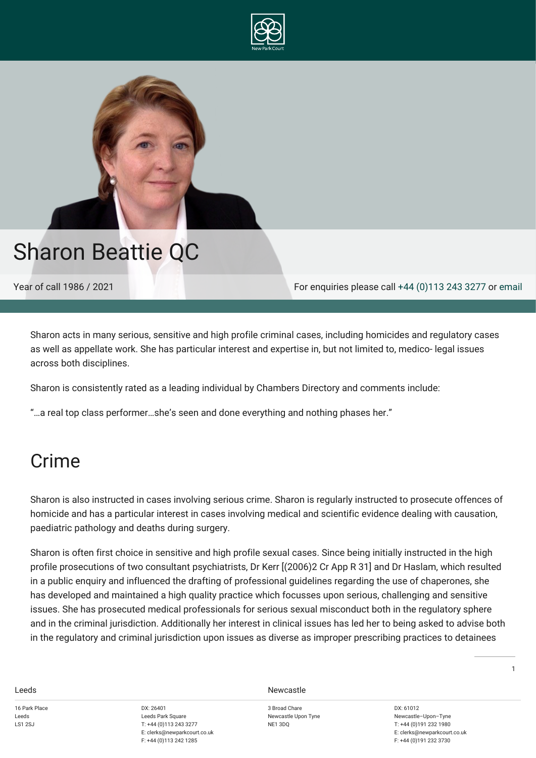# Sharon Beattie QC

Year of call 1986 / 2021

For enquiries please call +44 (0)113 243 3277 or email

Sharon acts in many serious, sensitive and high profile criminal cases, including homicides and regulatory cases as well as appellate work. She has particular interest and expertise in, but not limited to, medico- legal issues across both disciplines.

Sharon is consistently rated as a leading individual by Chambers Directory and comments include:

"…a real top class performer…she's seen and done everything and nothing phases her."

## Crime

Sharon is also instructed in cases involving serious crime. Sharon is regularly instructed to prosecute offences of homicide and has a particular interest in cases involving medical and scientific evidence dealing with causation, paediatric pathology and deaths during surgery.

Sharon is often first choice in sensitive and high profile sexual cases. Since being initially instructed in the high profile prosecutions of two consultant psychiatrists, Dr Kerr [(2006)2 Cr App R 31] and Dr Haslam, which resulted in a public enquiry and influenced the drafting of professional guidelines regarding the use of chaperones, she has developed and maintained a high quality practice which focusses upon serious, challenging and sensitive issues. She has prosecuted medical professionals for serious sexual misconduct both in the regulatory sphere and in the criminal jurisdiction. Additionally her interest in clinical issues has led her to being asked to advise both in the regulatory and criminal jurisdiction upon issues as diverse as improper prescribing practices to detainees

Leeds

16 Park Place
Leeds
LS1 2SJ

DX: 26401
Leeds Park Square
T: +44 (0)113 243 3277
E: clerks@newparkcourt.co.uk
F: +44 (0)113 242 1285

Newcastle

3 Broad Chare
Newcastle Upon Tyne
NE1 3DQ

DX: 61012
Newcastle–Upon–Tyne
T: +44 (0)191 232 1980
E: clerks@newparkcourt.co.uk
F: +44 (0)191 232 3730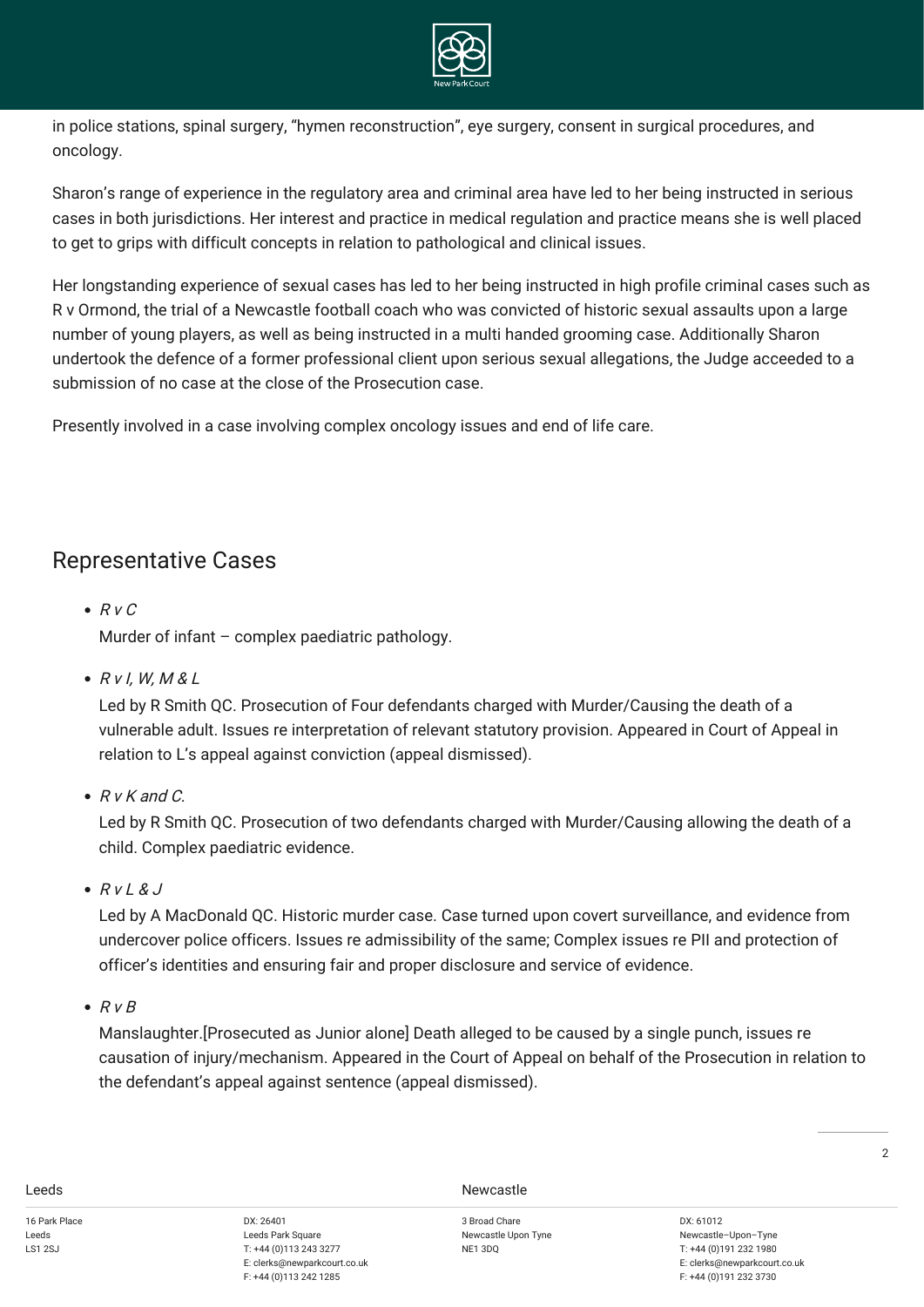in police stations, spinal surgery, "hymen reconstruction", eye surgery, consent in surgical procedures, and oncology.

Sharon's range of experience in the regulatory area and criminal area have led to her being instructed in serious cases in both jurisdictions. Her interest and practice in medical regulation and practice means she is well placed to get to grips with difficult concepts in relation to pathological and clinical issues.

Her longstanding experience of sexual cases has led to her being instructed in high profile criminal cases such as R v Ormond, the trial of a Newcastle football coach who was convicted of historic sexual assaults upon a large number of young players, as well as being instructed in a multi handed grooming case. Additionally Sharon undertook the defence of a former professional client upon serious sexual allegations, the Judge acceeded to a submission of no case at the close of the Prosecution case.

Presently involved in a case involving complex oncology issues and end of life care.

## Representative Cases

- *R v C*

  Murder of infant – complex paediatric pathology.

- *R v I, W, M & L*

  Led by R Smith QC. Prosecution of Four defendants charged with Murder/Causing the death of a vulnerable adult. Issues re interpretation of relevant statutory provision. Appeared in Court of Appeal in relation to L's appeal against conviction (appeal dismissed).

- *R v K and C.*

  Led by R Smith QC. Prosecution of two defendants charged with Murder/Causing allowing the death of a child. Complex paediatric evidence.

- *R v L & J*

  Led by A MacDonald QC. Historic murder case. Case turned upon covert surveillance, and evidence from undercover police officers. Issues re admissibility of the same; Complex issues re PII and protection of officer's identities and ensuring fair and proper disclosure and service of evidence.

- *R v B*

  Manslaughter.[Prosecuted as Junior alone] Death alleged to be caused by a single punch, issues re causation of injury/mechanism. Appeared in the Court of Appeal on behalf of the Prosecution in relation to the defendant's appeal against sentence (appeal dismissed).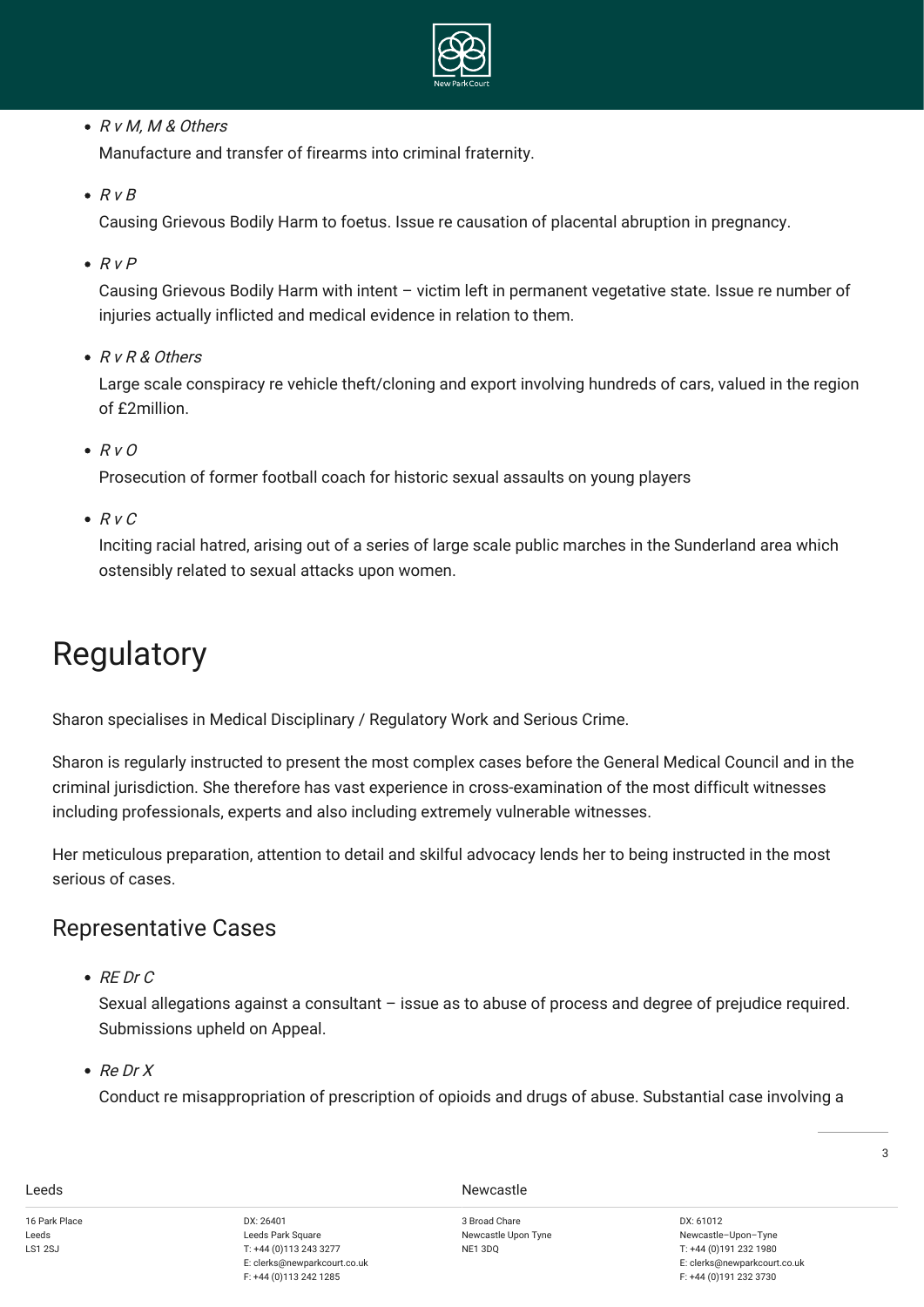- *R v M, M & Others*

  Manufacture and transfer of firearms into criminal fraternity.

- *R v B*

  Causing Grievous Bodily Harm to foetus. Issue re causation of placental abruption in pregnancy.

- *R v P*

  Causing Grievous Bodily Harm with intent – victim left in permanent vegetative state. Issue re number of injuries actually inflicted and medical evidence in relation to them.

- *R v R & Others*

  Large scale conspiracy re vehicle theft/cloning and export involving hundreds of cars, valued in the region of £2million.

- *R v O*

  Prosecution of former football coach for historic sexual assaults on young players

- *R v C*

  Inciting racial hatred, arising out of a series of large scale public marches in the Sunderland area which ostensibly related to sexual attacks upon women.

# Regulatory

Sharon specialises in Medical Disciplinary / Regulatory Work and Serious Crime.

Sharon is regularly instructed to present the most complex cases before the General Medical Council and in the criminal jurisdiction. She therefore has vast experience in cross-examination of the most difficult witnesses including professionals, experts and also including extremely vulnerable witnesses.

Her meticulous preparation, attention to detail and skilful advocacy lends her to being instructed in the most serious of cases.

## Representative Cases

- *RE Dr C*

  Sexual allegations against a consultant – issue as to abuse of process and degree of prejudice required. Submissions upheld on Appeal.

- *Re Dr X*

  Conduct re misappropriation of prescription of opioids and drugs of abuse. Substantial case involving a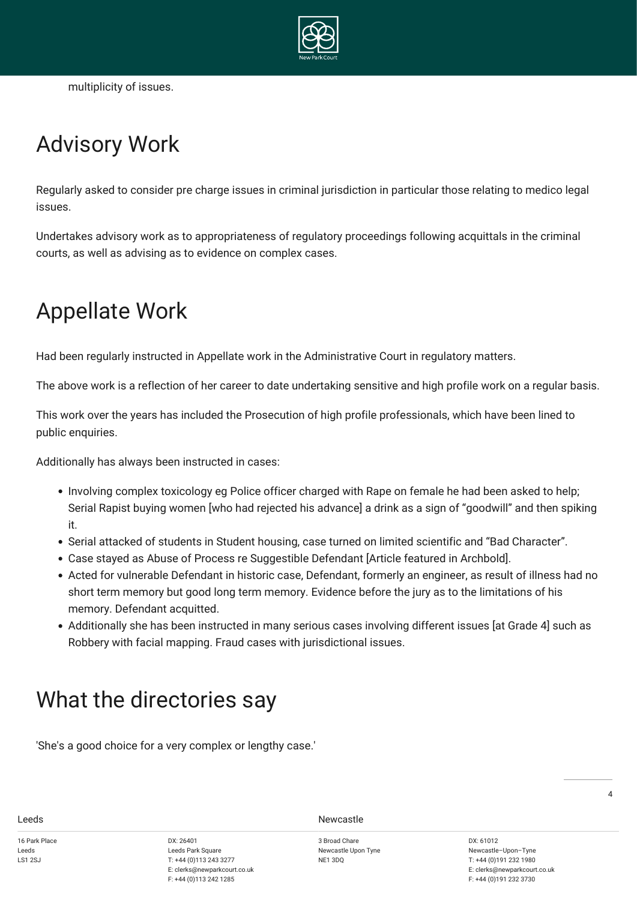multiplicity of issues.

## Advisory Work

Regularly asked to consider pre charge issues in criminal jurisdiction in particular those relating to medico legal issues.

Undertakes advisory work as to appropriateness of regulatory proceedings following acquittals in the criminal courts, as well as advising as to evidence on complex cases.

## Appellate Work

Had been regularly instructed in Appellate work in the Administrative Court in regulatory matters.

The above work is a reflection of her career to date undertaking sensitive and high profile work on a regular basis.

This work over the years has included the Prosecution of high profile professionals, which have been lined to public enquiries.

Additionally has always been instructed in cases:

- Involving complex toxicology eg Police officer charged with Rape on female he had been asked to help; Serial Rapist buying women [who had rejected his advance] a drink as a sign of "goodwill" and then spiking it.
- Serial attacked of students in Student housing, case turned on limited scientific and "Bad Character".
- Case stayed as Abuse of Process re Suggestible Defendant [Article featured in Archbold].
- Acted for vulnerable Defendant in historic case, Defendant, formerly an engineer, as result of illness had no short term memory but good long term memory. Evidence before the jury as to the limitations of his memory. Defendant acquitted.
- Additionally she has been instructed in many serious cases involving different issues [at Grade 4] such as Robbery with facial mapping. Fraud cases with jurisdictional issues.

## What the directories say

'She's a good choice for a very complex or lengthy case.'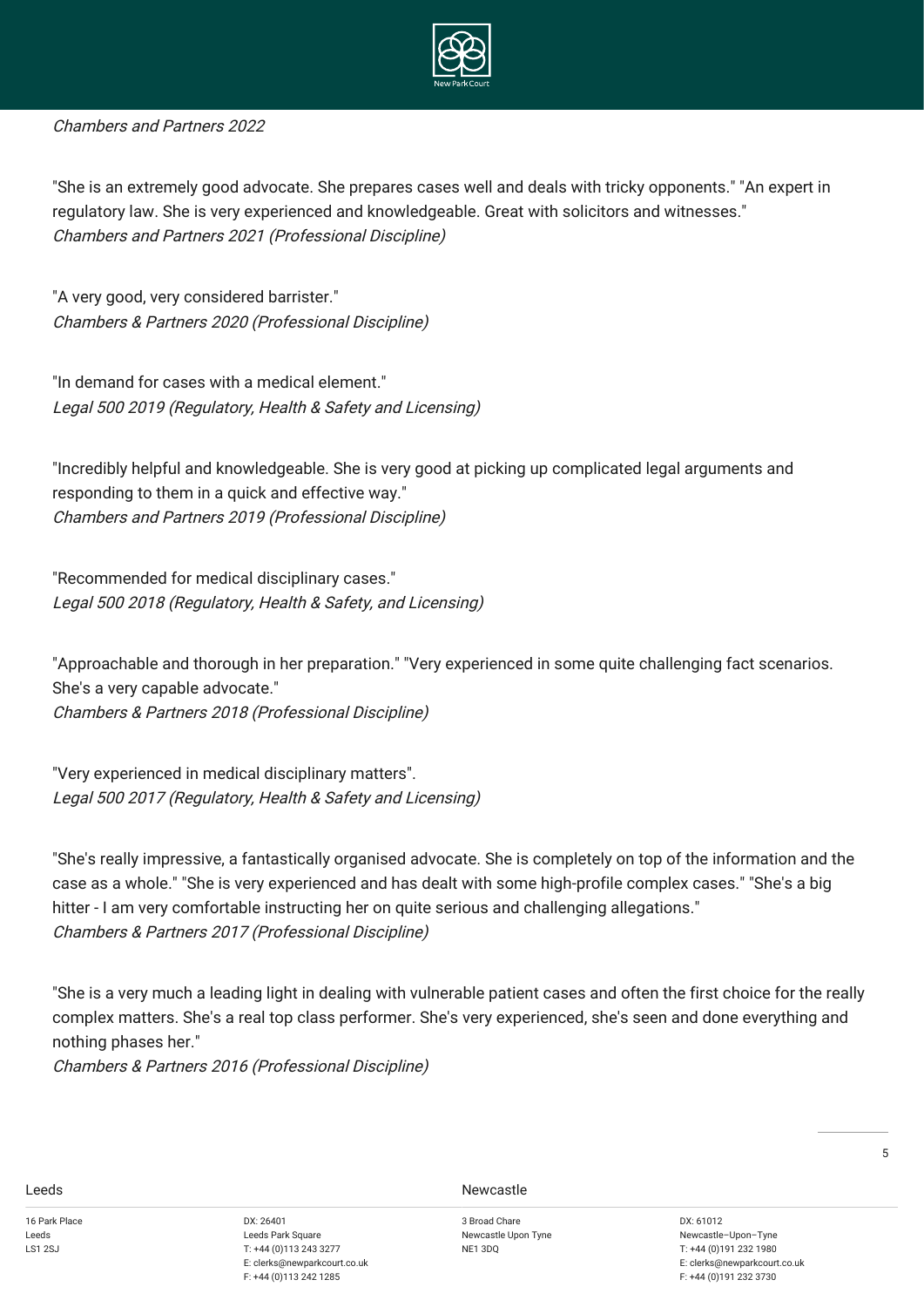*Chambers and Partners 2022*

"She is an extremely good advocate. She prepares cases well and deals with tricky opponents." "An expert in regulatory law. She is very experienced and knowledgeable. Great with solicitors and witnesses."
*Chambers and Partners 2021 (Professional Discipline)*

"A very good, very considered barrister."
*Chambers & Partners 2020 (Professional Discipline)*

"In demand for cases with a medical element."
*Legal 500 2019 (Regulatory, Health & Safety and Licensing)*

"Incredibly helpful and knowledgeable. She is very good at picking up complicated legal arguments and responding to them in a quick and effective way."
*Chambers and Partners 2019 (Professional Discipline)*

"Recommended for medical disciplinary cases."
*Legal 500 2018 (Regulatory, Health & Safety, and Licensing)*

"Approachable and thorough in her preparation." "Very experienced in some quite challenging fact scenarios. She's a very capable advocate."
*Chambers & Partners 2018 (Professional Discipline)*

"Very experienced in medical disciplinary matters".
*Legal 500 2017 (Regulatory, Health & Safety and Licensing)*

"She's really impressive, a fantastically organised advocate. She is completely on top of the information and the case as a whole." "She is very experienced and has dealt with some high-profile complex cases." "She's a big hitter - I am very comfortable instructing her on quite serious and challenging allegations."
*Chambers & Partners 2017 (Professional Discipline)*

"She is a very much a leading light in dealing with vulnerable patient cases and often the first choice for the really complex matters. She's a real top class performer. She's very experienced, she's seen and done everything and nothing phases her."
*Chambers & Partners 2016 (Professional Discipline)*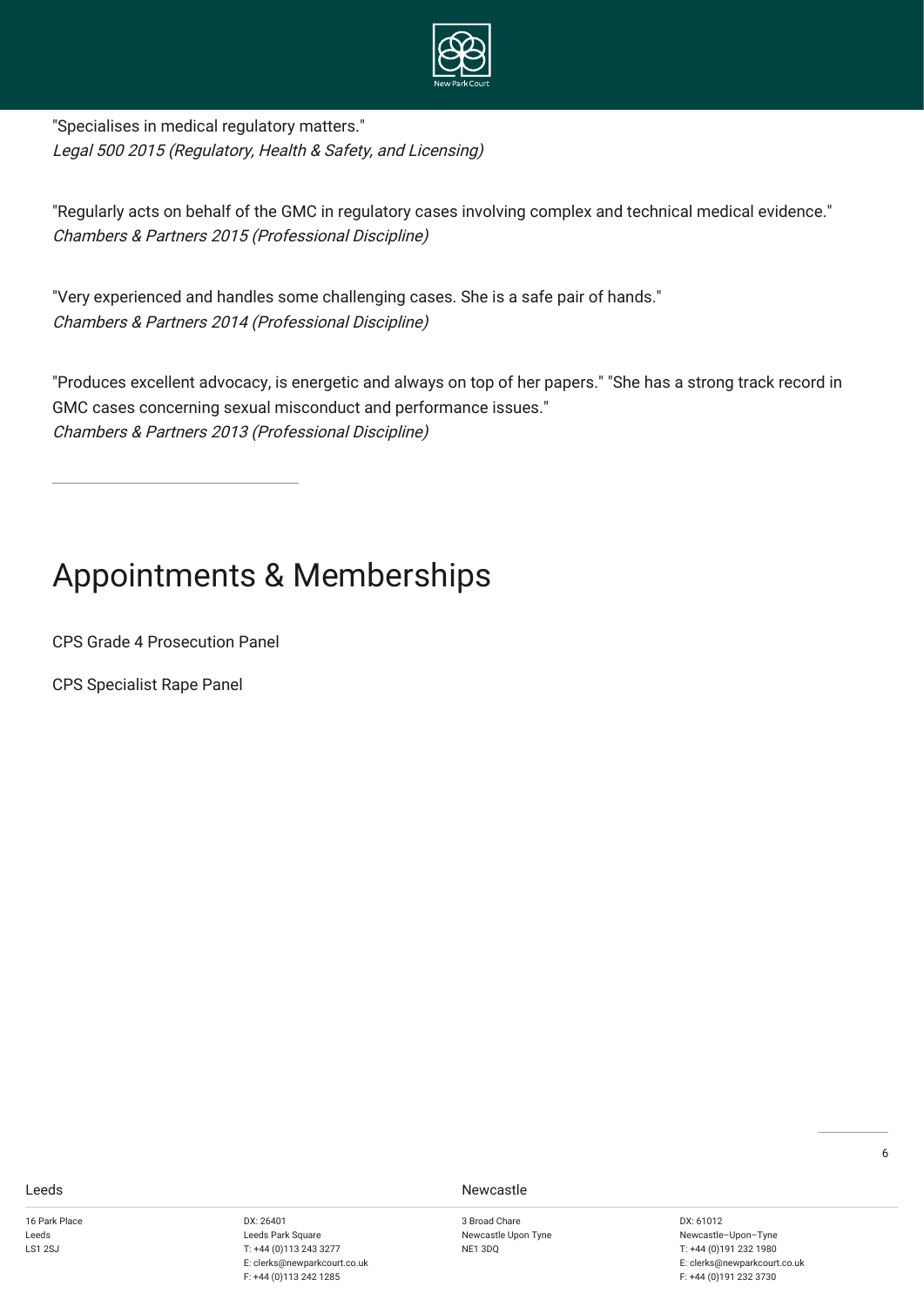"Specialises in medical regulatory matters."
*Legal 500 2015 (Regulatory, Health & Safety, and Licensing)*

"Regularly acts on behalf of the GMC in regulatory cases involving complex and technical medical evidence."
*Chambers & Partners 2015 (Professional Discipline)*

"Very experienced and handles some challenging cases. She is a safe pair of hands."
*Chambers & Partners 2014 (Professional Discipline)*

"Produces excellent advocacy, is energetic and always on top of her papers." "She has a strong track record in GMC cases concerning sexual misconduct and performance issues."
*Chambers & Partners 2013 (Professional Discipline)*

---

## Appointments & Memberships

CPS Grade 4 Prosecution Panel

CPS Specialist Rape Panel